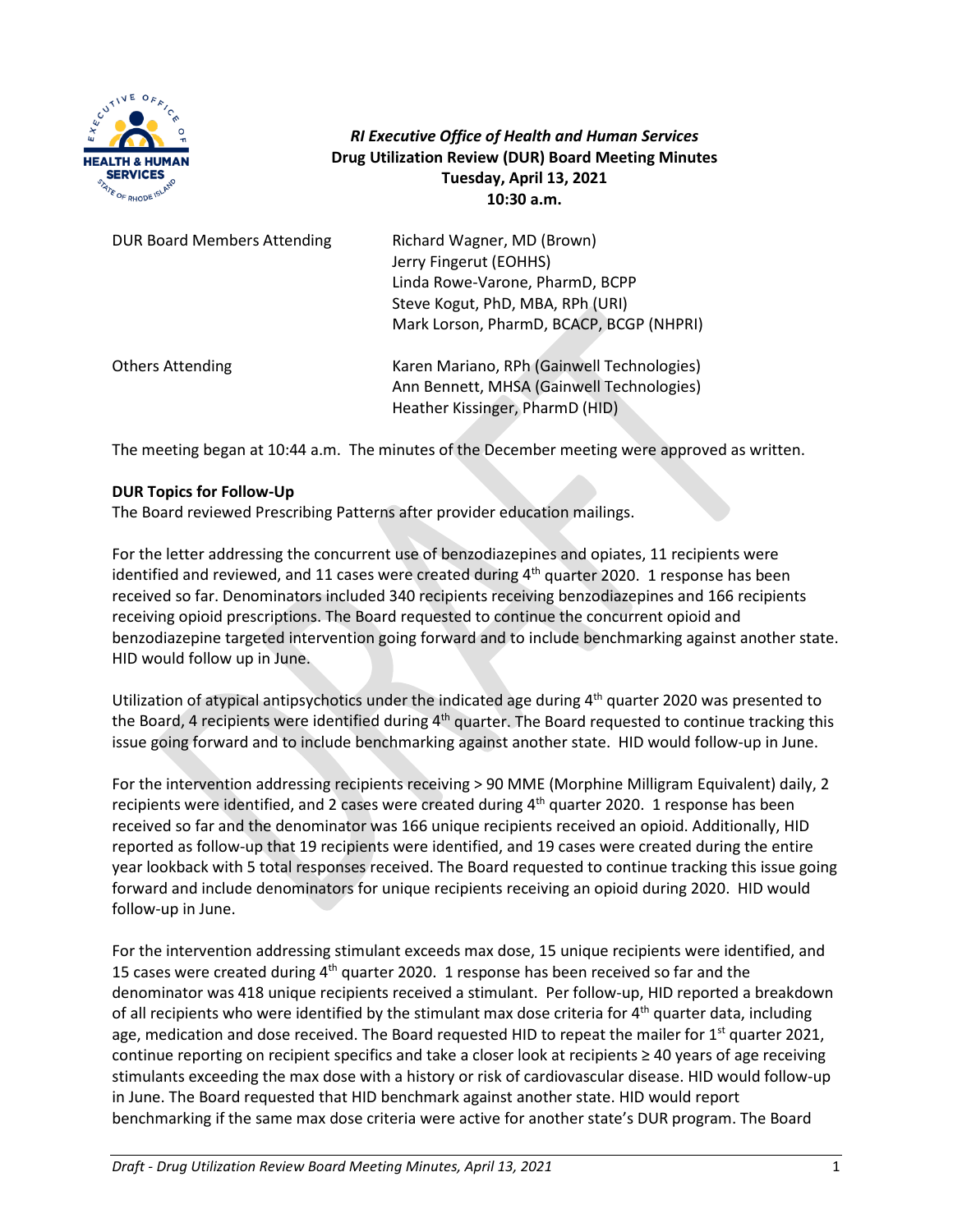***RI Executive Office of Health and Human Services***
**Drug Utilization Review (DUR) Board Meeting Minutes**
**Tuesday, April 13, 2021**
**10:30 a.m.**

| | |
|---|---|
| DUR Board Members Attending | Richard Wagner, MD (Brown)<br>Jerry Fingerut (EOHHS)<br>Linda Rowe-Varone, PharmD, BCPP<br>Steve Kogut, PhD, MBA, RPh (URI)<br>Mark Lorson, PharmD, BCACP, BCGP (NHPRI) |
| Others Attending | Karen Mariano, RPh (Gainwell Technologies)<br>Ann Bennett, MHSA (Gainwell Technologies)<br>Heather Kissinger, PharmD (HID) |

The meeting began at 10:44 a.m. The minutes of the December meeting were approved as written.

**DUR Topics for Follow-Up**

The Board reviewed Prescribing Patterns after provider education mailings.

For the letter addressing the concurrent use of benzodiazepines and opiates, 11 recipients were identified and reviewed, and 11 cases were created during 4th quarter 2020. 1 response has been received so far. Denominators included 340 recipients receiving benzodiazepines and 166 recipients receiving opioid prescriptions. The Board requested to continue the concurrent opioid and benzodiazepine targeted intervention going forward and to include benchmarking against another state. HID would follow up in June.

Utilization of atypical antipsychotics under the indicated age during 4th quarter 2020 was presented to the Board, 4 recipients were identified during 4th quarter. The Board requested to continue tracking this issue going forward and to include benchmarking against another state. HID would follow-up in June.

For the intervention addressing recipients receiving > 90 MME (Morphine Milligram Equivalent) daily, 2 recipients were identified, and 2 cases were created during 4th quarter 2020. 1 response has been received so far and the denominator was 166 unique recipients received an opioid. Additionally, HID reported as follow-up that 19 recipients were identified, and 19 cases were created during the entire year lookback with 5 total responses received. The Board requested to continue tracking this issue going forward and include denominators for unique recipients receiving an opioid during 2020. HID would follow-up in June.

For the intervention addressing stimulant exceeds max dose, 15 unique recipients were identified, and 15 cases were created during 4th quarter 2020. 1 response has been received so far and the denominator was 418 unique recipients received a stimulant. Per follow-up, HID reported a breakdown of all recipients who were identified by the stimulant max dose criteria for 4th quarter data, including age, medication and dose received. The Board requested HID to repeat the mailer for 1st quarter 2021, continue reporting on recipient specifics and take a closer look at recipients ≥ 40 years of age receiving stimulants exceeding the max dose with a history or risk of cardiovascular disease. HID would follow-up in June. The Board requested that HID benchmark against another state. HID would report benchmarking if the same max dose criteria were active for another state's DUR program. The Board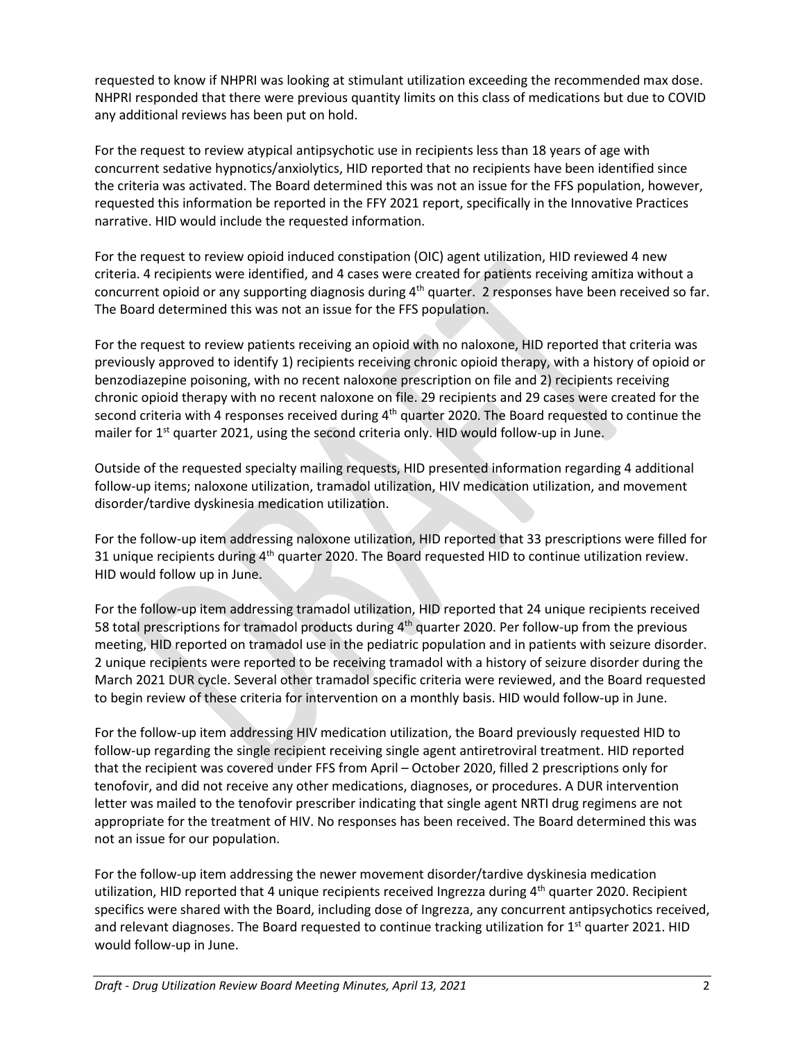requested to know if NHPRI was looking at stimulant utilization exceeding the recommended max dose. NHPRI responded that there were previous quantity limits on this class of medications but due to COVID any additional reviews has been put on hold.

For the request to review atypical antipsychotic use in recipients less than 18 years of age with concurrent sedative hypnotics/anxiolytics, HID reported that no recipients have been identified since the criteria was activated. The Board determined this was not an issue for the FFS population, however, requested this information be reported in the FFY 2021 report, specifically in the Innovative Practices narrative. HID would include the requested information.

For the request to review opioid induced constipation (OIC) agent utilization, HID reviewed 4 new criteria. 4 recipients were identified, and 4 cases were created for patients receiving amitiza without a concurrent opioid or any supporting diagnosis during 4th quarter. 2 responses have been received so far. The Board determined this was not an issue for the FFS population.

For the request to review patients receiving an opioid with no naloxone, HID reported that criteria was previously approved to identify 1) recipients receiving chronic opioid therapy, with a history of opioid or benzodiazepine poisoning, with no recent naloxone prescription on file and 2) recipients receiving chronic opioid therapy with no recent naloxone on file. 29 recipients and 29 cases were created for the second criteria with 4 responses received during 4th quarter 2020. The Board requested to continue the mailer for 1st quarter 2021, using the second criteria only. HID would follow-up in June.

Outside of the requested specialty mailing requests, HID presented information regarding 4 additional follow-up items; naloxone utilization, tramadol utilization, HIV medication utilization, and movement disorder/tardive dyskinesia medication utilization.

For the follow-up item addressing naloxone utilization, HID reported that 33 prescriptions were filled for 31 unique recipients during 4th quarter 2020. The Board requested HID to continue utilization review. HID would follow up in June.

For the follow-up item addressing tramadol utilization, HID reported that 24 unique recipients received 58 total prescriptions for tramadol products during 4th quarter 2020. Per follow-up from the previous meeting, HID reported on tramadol use in the pediatric population and in patients with seizure disorder. 2 unique recipients were reported to be receiving tramadol with a history of seizure disorder during the March 2021 DUR cycle. Several other tramadol specific criteria were reviewed, and the Board requested to begin review of these criteria for intervention on a monthly basis. HID would follow-up in June.

For the follow-up item addressing HIV medication utilization, the Board previously requested HID to follow-up regarding the single recipient receiving single agent antiretroviral treatment. HID reported that the recipient was covered under FFS from April – October 2020, filled 2 prescriptions only for tenofovir, and did not receive any other medications, diagnoses, or procedures. A DUR intervention letter was mailed to the tenofovir prescriber indicating that single agent NRTI drug regimens are not appropriate for the treatment of HIV. No responses has been received. The Board determined this was not an issue for our population.

For the follow-up item addressing the newer movement disorder/tardive dyskinesia medication utilization, HID reported that 4 unique recipients received Ingrezza during 4th quarter 2020. Recipient specifics were shared with the Board, including dose of Ingrezza, any concurrent antipsychotics received, and relevant diagnoses. The Board requested to continue tracking utilization for 1st quarter 2021. HID would follow-up in June.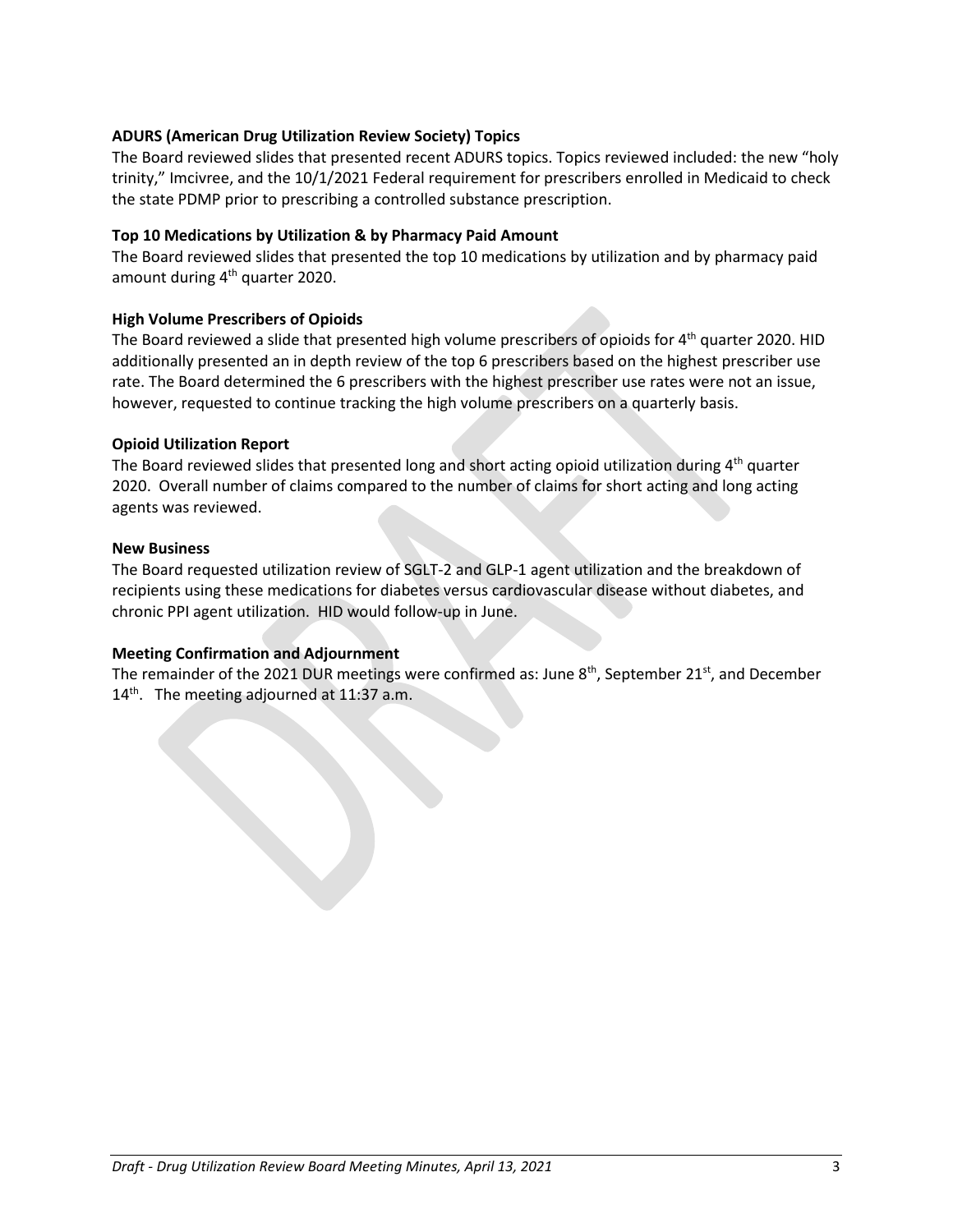### ADURS (American Drug Utilization Review Society) Topics

The Board reviewed slides that presented recent ADURS topics. Topics reviewed included: the new "holy trinity," Imcivree, and the 10/1/2021 Federal requirement for prescribers enrolled in Medicaid to check the state PDMP prior to prescribing a controlled substance prescription.

### Top 10 Medications by Utilization & by Pharmacy Paid Amount

The Board reviewed slides that presented the top 10 medications by utilization and by pharmacy paid amount during 4th quarter 2020.

### High Volume Prescribers of Opioids

The Board reviewed a slide that presented high volume prescribers of opioids for 4th quarter 2020. HID additionally presented an in depth review of the top 6 prescribers based on the highest prescriber use rate. The Board determined the 6 prescribers with the highest prescriber use rates were not an issue, however, requested to continue tracking the high volume prescribers on a quarterly basis.

### Opioid Utilization Report

The Board reviewed slides that presented long and short acting opioid utilization during 4th quarter 2020. Overall number of claims compared to the number of claims for short acting and long acting agents was reviewed.

### New Business

The Board requested utilization review of SGLT-2 and GLP-1 agent utilization and the breakdown of recipients using these medications for diabetes versus cardiovascular disease without diabetes, and chronic PPI agent utilization. HID would follow-up in June.

### Meeting Confirmation and Adjournment

The remainder of the 2021 DUR meetings were confirmed as: June 8th, September 21st, and December 14th. The meeting adjourned at 11:37 a.m.